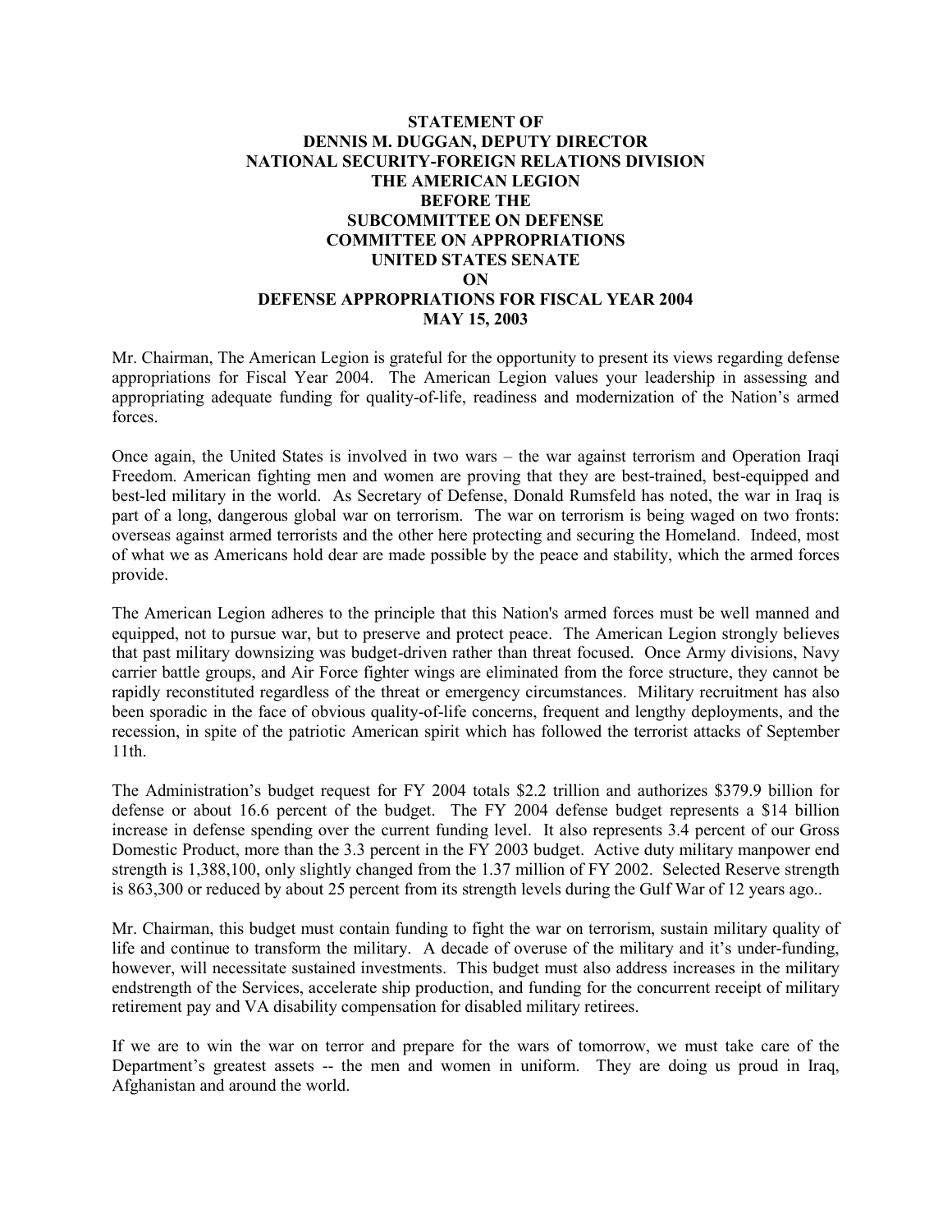**STATEMENT OF**
**DENNIS M. DUGGAN, DEPUTY DIRECTOR**
**NATIONAL SECURITY-FOREIGN RELATIONS DIVISION**
**THE AMERICAN LEGION**
**BEFORE THE**
**SUBCOMMITTEE ON DEFENSE**
**COMMITTEE ON APPROPRIATIONS**
**UNITED STATES SENATE**
**ON**
**DEFENSE APPROPRIATIONS FOR FISCAL YEAR 2004**
**MAY 15, 2003**

Mr. Chairman, The American Legion is grateful for the opportunity to present its views regarding defense appropriations for Fiscal Year 2004. The American Legion values your leadership in assessing and appropriating adequate funding for quality-of-life, readiness and modernization of the Nation's armed forces.

Once again, the United States is involved in two wars – the war against terrorism and Operation Iraqi Freedom. American fighting men and women are proving that they are best-trained, best-equipped and best-led military in the world. As Secretary of Defense, Donald Rumsfeld has noted, the war in Iraq is part of a long, dangerous global war on terrorism. The war on terrorism is being waged on two fronts: overseas against armed terrorists and the other here protecting and securing the Homeland. Indeed, most of what we as Americans hold dear are made possible by the peace and stability, which the armed forces provide.

The American Legion adheres to the principle that this Nation's armed forces must be well manned and equipped, not to pursue war, but to preserve and protect peace. The American Legion strongly believes that past military downsizing was budget-driven rather than threat focused. Once Army divisions, Navy carrier battle groups, and Air Force fighter wings are eliminated from the force structure, they cannot be rapidly reconstituted regardless of the threat or emergency circumstances. Military recruitment has also been sporadic in the face of obvious quality-of-life concerns, frequent and lengthy deployments, and the recession, in spite of the patriotic American spirit which has followed the terrorist attacks of September 11th.

The Administration's budget request for FY 2004 totals $2.2 trillion and authorizes $379.9 billion for defense or about 16.6 percent of the budget. The FY 2004 defense budget represents a $14 billion increase in defense spending over the current funding level. It also represents 3.4 percent of our Gross Domestic Product, more than the 3.3 percent in the FY 2003 budget. Active duty military manpower end strength is 1,388,100, only slightly changed from the 1.37 million of FY 2002. Selected Reserve strength is 863,300 or reduced by about 25 percent from its strength levels during the Gulf War of 12 years ago..

Mr. Chairman, this budget must contain funding to fight the war on terrorism, sustain military quality of life and continue to transform the military. A decade of overuse of the military and it's under-funding, however, will necessitate sustained investments. This budget must also address increases in the military endstrength of the Services, accelerate ship production, and funding for the concurrent receipt of military retirement pay and VA disability compensation for disabled military retirees.

If we are to win the war on terror and prepare for the wars of tomorrow, we must take care of the Department's greatest assets -- the men and women in uniform. They are doing us proud in Iraq, Afghanistan and around the world.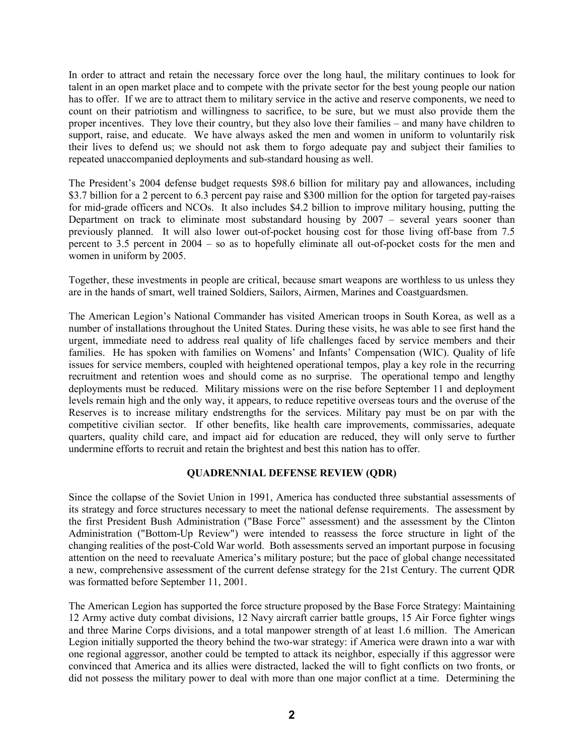In order to attract and retain the necessary force over the long haul, the military continues to look for talent in an open market place and to compete with the private sector for the best young people our nation has to offer. If we are to attract them to military service in the active and reserve components, we need to count on their patriotism and willingness to sacrifice, to be sure, but we must also provide them the proper incentives. They love their country, but they also love their families – and many have children to support, raise, and educate. We have always asked the men and women in uniform to voluntarily risk their lives to defend us; we should not ask them to forgo adequate pay and subject their families to repeated unaccompanied deployments and sub-standard housing as well.

The President's 2004 defense budget requests $98.6 billion for military pay and allowances, including $3.7 billion for a 2 percent to 6.3 percent pay raise and $300 million for the option for targeted pay-raises for mid-grade officers and NCOs. It also includes $4.2 billion to improve military housing, putting the Department on track to eliminate most substandard housing by 2007 – several years sooner than previously planned. It will also lower out-of-pocket housing cost for those living off-base from 7.5 percent to 3.5 percent in 2004 – so as to hopefully eliminate all out-of-pocket costs for the men and women in uniform by 2005.

Together, these investments in people are critical, because smart weapons are worthless to us unless they are in the hands of smart, well trained Soldiers, Sailors, Airmen, Marines and Coastguardsmen.

The American Legion's National Commander has visited American troops in South Korea, as well as a number of installations throughout the United States. During these visits, he was able to see first hand the urgent, immediate need to address real quality of life challenges faced by service members and their families. He has spoken with families on Womens' and Infants' Compensation (WIC). Quality of life issues for service members, coupled with heightened operational tempos, play a key role in the recurring recruitment and retention woes and should come as no surprise. The operational tempo and lengthy deployments must be reduced. Military missions were on the rise before September 11 and deployment levels remain high and the only way, it appears, to reduce repetitive overseas tours and the overuse of the Reserves is to increase military endstrengths for the services. Military pay must be on par with the competitive civilian sector. If other benefits, like health care improvements, commissaries, adequate quarters, quality child care, and impact aid for education are reduced, they will only serve to further undermine efforts to recruit and retain the brightest and best this nation has to offer.

## QUADRENNIAL DEFENSE REVIEW (QDR)

Since the collapse of the Soviet Union in 1991, America has conducted three substantial assessments of its strategy and force structures necessary to meet the national defense requirements. The assessment by the first President Bush Administration ("Base Force" assessment) and the assessment by the Clinton Administration ("Bottom-Up Review") were intended to reassess the force structure in light of the changing realities of the post-Cold War world. Both assessments served an important purpose in focusing attention on the need to reevaluate America's military posture; but the pace of global change necessitated a new, comprehensive assessment of the current defense strategy for the 21st Century. The current QDR was formatted before September 11, 2001.

The American Legion has supported the force structure proposed by the Base Force Strategy: Maintaining 12 Army active duty combat divisions, 12 Navy aircraft carrier battle groups, 15 Air Force fighter wings and three Marine Corps divisions, and a total manpower strength of at least 1.6 million. The American Legion initially supported the theory behind the two-war strategy: if America were drawn into a war with one regional aggressor, another could be tempted to attack its neighbor, especially if this aggressor were convinced that America and its allies were distracted, lacked the will to fight conflicts on two fronts, or did not possess the military power to deal with more than one major conflict at a time. Determining the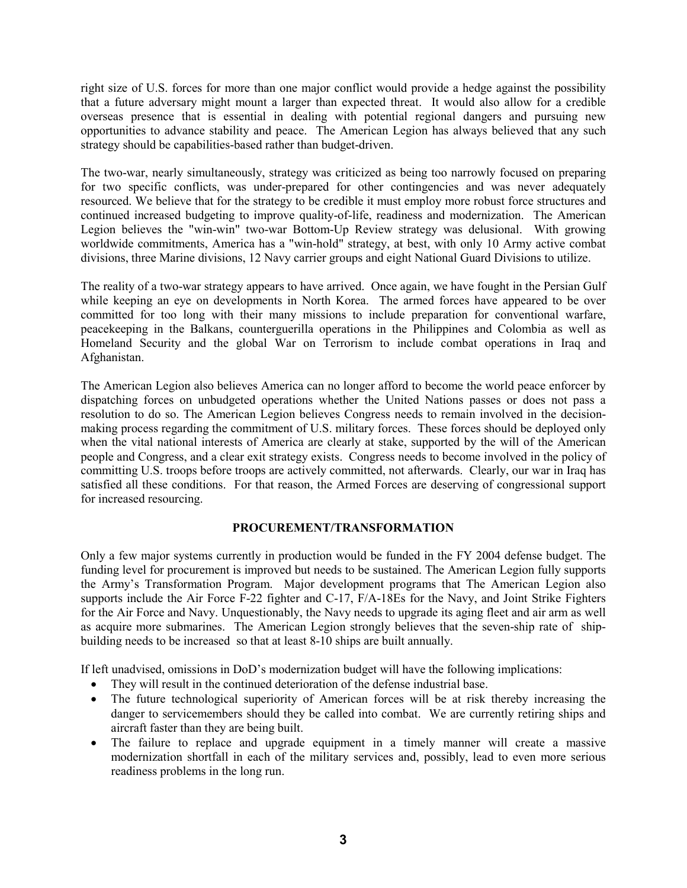right size of U.S. forces for more than one major conflict would provide a hedge against the possibility that a future adversary might mount a larger than expected threat. It would also allow for a credible overseas presence that is essential in dealing with potential regional dangers and pursuing new opportunities to advance stability and peace. The American Legion has always believed that any such strategy should be capabilities-based rather than budget-driven.

The two-war, nearly simultaneously, strategy was criticized as being too narrowly focused on preparing for two specific conflicts, was under-prepared for other contingencies and was never adequately resourced. We believe that for the strategy to be credible it must employ more robust force structures and continued increased budgeting to improve quality-of-life, readiness and modernization. The American Legion believes the "win-win" two-war Bottom-Up Review strategy was delusional. With growing worldwide commitments, America has a "win-hold" strategy, at best, with only 10 Army active combat divisions, three Marine divisions, 12 Navy carrier groups and eight National Guard Divisions to utilize.

The reality of a two-war strategy appears to have arrived. Once again, we have fought in the Persian Gulf while keeping an eye on developments in North Korea. The armed forces have appeared to be over committed for too long with their many missions to include preparation for conventional warfare, peacekeeping in the Balkans, counterguerilla operations in the Philippines and Colombia as well as Homeland Security and the global War on Terrorism to include combat operations in Iraq and Afghanistan.

The American Legion also believes America can no longer afford to become the world peace enforcer by dispatching forces on unbudgeted operations whether the United Nations passes or does not pass a resolution to do so. The American Legion believes Congress needs to remain involved in the decision-making process regarding the commitment of U.S. military forces. These forces should be deployed only when the vital national interests of America are clearly at stake, supported by the will of the American people and Congress, and a clear exit strategy exists. Congress needs to become involved in the policy of committing U.S. troops before troops are actively committed, not afterwards. Clearly, our war in Iraq has satisfied all these conditions. For that reason, the Armed Forces are deserving of congressional support for increased resourcing.

## PROCUREMENT/TRANSFORMATION

Only a few major systems currently in production would be funded in the FY 2004 defense budget. The funding level for procurement is improved but needs to be sustained. The American Legion fully supports the Army's Transformation Program. Major development programs that The American Legion also supports include the Air Force F-22 fighter and C-17, F/A-18Es for the Navy, and Joint Strike Fighters for the Air Force and Navy. Unquestionably, the Navy needs to upgrade its aging fleet and air arm as well as acquire more submarines. The American Legion strongly believes that the seven-ship rate of ship-building needs to be increased so that at least 8-10 ships are built annually.

If left unadvised, omissions in DoD's modernization budget will have the following implications:

- They will result in the continued deterioration of the defense industrial base.
- The future technological superiority of American forces will be at risk thereby increasing the danger to servicemembers should they be called into combat. We are currently retiring ships and aircraft faster than they are being built.
- The failure to replace and upgrade equipment in a timely manner will create a massive modernization shortfall in each of the military services and, possibly, lead to even more serious readiness problems in the long run.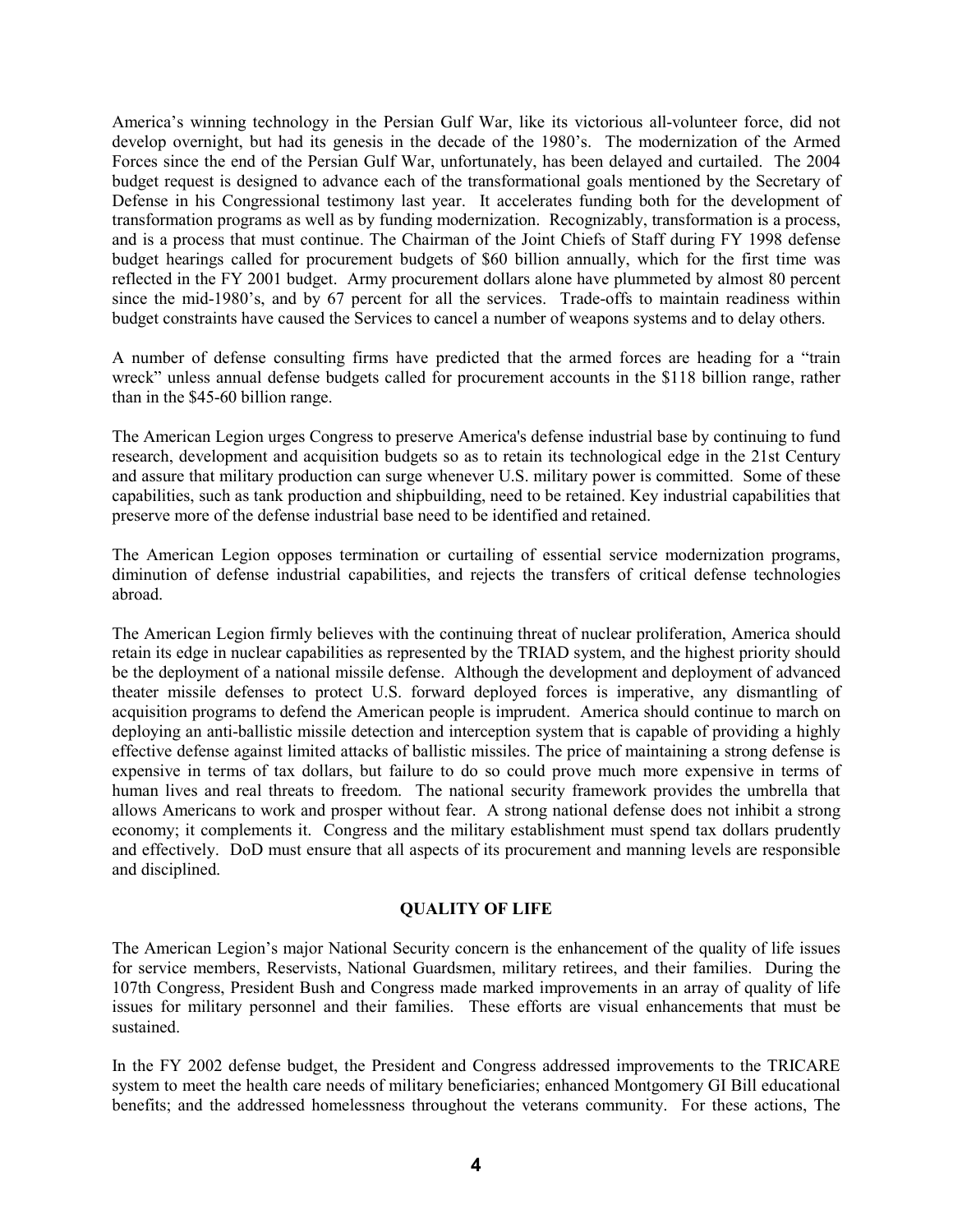America's winning technology in the Persian Gulf War, like its victorious all-volunteer force, did not develop overnight, but had its genesis in the decade of the 1980's. The modernization of the Armed Forces since the end of the Persian Gulf War, unfortunately, has been delayed and curtailed. The 2004 budget request is designed to advance each of the transformational goals mentioned by the Secretary of Defense in his Congressional testimony last year. It accelerates funding both for the development of transformation programs as well as by funding modernization. Recognizably, transformation is a process, and is a process that must continue. The Chairman of the Joint Chiefs of Staff during FY 1998 defense budget hearings called for procurement budgets of $60 billion annually, which for the first time was reflected in the FY 2001 budget. Army procurement dollars alone have plummeted by almost 80 percent since the mid-1980's, and by 67 percent for all the services. Trade-offs to maintain readiness within budget constraints have caused the Services to cancel a number of weapons systems and to delay others.

A number of defense consulting firms have predicted that the armed forces are heading for a "train wreck" unless annual defense budgets called for procurement accounts in the $118 billion range, rather than in the $45-60 billion range.

The American Legion urges Congress to preserve America's defense industrial base by continuing to fund research, development and acquisition budgets so as to retain its technological edge in the 21st Century and assure that military production can surge whenever U.S. military power is committed. Some of these capabilities, such as tank production and shipbuilding, need to be retained. Key industrial capabilities that preserve more of the defense industrial base need to be identified and retained.

The American Legion opposes termination or curtailing of essential service modernization programs, diminution of defense industrial capabilities, and rejects the transfers of critical defense technologies abroad.

The American Legion firmly believes with the continuing threat of nuclear proliferation, America should retain its edge in nuclear capabilities as represented by the TRIAD system, and the highest priority should be the deployment of a national missile defense. Although the development and deployment of advanced theater missile defenses to protect U.S. forward deployed forces is imperative, any dismantling of acquisition programs to defend the American people is imprudent. America should continue to march on deploying an anti-ballistic missile detection and interception system that is capable of providing a highly effective defense against limited attacks of ballistic missiles. The price of maintaining a strong defense is expensive in terms of tax dollars, but failure to do so could prove much more expensive in terms of human lives and real threats to freedom. The national security framework provides the umbrella that allows Americans to work and prosper without fear. A strong national defense does not inhibit a strong economy; it complements it. Congress and the military establishment must spend tax dollars prudently and effectively. DoD must ensure that all aspects of its procurement and manning levels are responsible and disciplined.

## QUALITY OF LIFE

The American Legion's major National Security concern is the enhancement of the quality of life issues for service members, Reservists, National Guardsmen, military retirees, and their families. During the 107th Congress, President Bush and Congress made marked improvements in an array of quality of life issues for military personnel and their families. These efforts are visual enhancements that must be sustained.

In the FY 2002 defense budget, the President and Congress addressed improvements to the TRICARE system to meet the health care needs of military beneficiaries; enhanced Montgomery GI Bill educational benefits; and the addressed homelessness throughout the veterans community. For these actions, The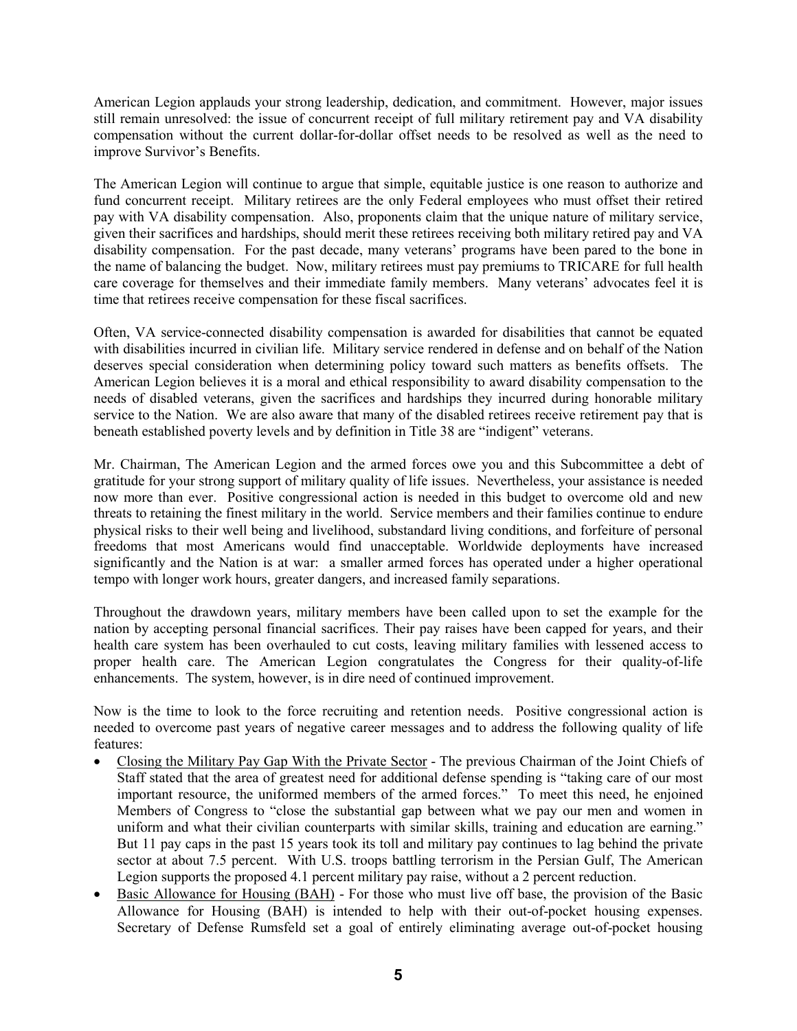American Legion applauds your strong leadership, dedication, and commitment. However, major issues still remain unresolved: the issue of concurrent receipt of full military retirement pay and VA disability compensation without the current dollar-for-dollar offset needs to be resolved as well as the need to improve Survivor's Benefits.

The American Legion will continue to argue that simple, equitable justice is one reason to authorize and fund concurrent receipt. Military retirees are the only Federal employees who must offset their retired pay with VA disability compensation. Also, proponents claim that the unique nature of military service, given their sacrifices and hardships, should merit these retirees receiving both military retired pay and VA disability compensation. For the past decade, many veterans' programs have been pared to the bone in the name of balancing the budget. Now, military retirees must pay premiums to TRICARE for full health care coverage for themselves and their immediate family members. Many veterans' advocates feel it is time that retirees receive compensation for these fiscal sacrifices.

Often, VA service-connected disability compensation is awarded for disabilities that cannot be equated with disabilities incurred in civilian life. Military service rendered in defense and on behalf of the Nation deserves special consideration when determining policy toward such matters as benefits offsets. The American Legion believes it is a moral and ethical responsibility to award disability compensation to the needs of disabled veterans, given the sacrifices and hardships they incurred during honorable military service to the Nation. We are also aware that many of the disabled retirees receive retirement pay that is beneath established poverty levels and by definition in Title 38 are "indigent" veterans.

Mr. Chairman, The American Legion and the armed forces owe you and this Subcommittee a debt of gratitude for your strong support of military quality of life issues. Nevertheless, your assistance is needed now more than ever. Positive congressional action is needed in this budget to overcome old and new threats to retaining the finest military in the world. Service members and their families continue to endure physical risks to their well being and livelihood, substandard living conditions, and forfeiture of personal freedoms that most Americans would find unacceptable. Worldwide deployments have increased significantly and the Nation is at war: a smaller armed forces has operated under a higher operational tempo with longer work hours, greater dangers, and increased family separations.

Throughout the drawdown years, military members have been called upon to set the example for the nation by accepting personal financial sacrifices. Their pay raises have been capped for years, and their health care system has been overhauled to cut costs, leaving military families with lessened access to proper health care. The American Legion congratulates the Congress for their quality-of-life enhancements. The system, however, is in dire need of continued improvement.

Now is the time to look to the force recruiting and retention needs. Positive congressional action is needed to overcome past years of negative career messages and to address the following quality of life features:

- <u>Closing the Military Pay Gap With the Private Sector</u> - The previous Chairman of the Joint Chiefs of Staff stated that the area of greatest need for additional defense spending is "taking care of our most important resource, the uniformed members of the armed forces." To meet this need, he enjoined Members of Congress to "close the substantial gap between what we pay our men and women in uniform and what their civilian counterparts with similar skills, training and education are earning." But 11 pay caps in the past 15 years took its toll and military pay continues to lag behind the private sector at about 7.5 percent. With U.S. troops battling terrorism in the Persian Gulf, The American Legion supports the proposed 4.1 percent military pay raise, without a 2 percent reduction.
- <u>Basic Allowance for Housing (BAH)</u> - For those who must live off base, the provision of the Basic Allowance for Housing (BAH) is intended to help with their out-of-pocket housing expenses. Secretary of Defense Rumsfeld set a goal of entirely eliminating average out-of-pocket housing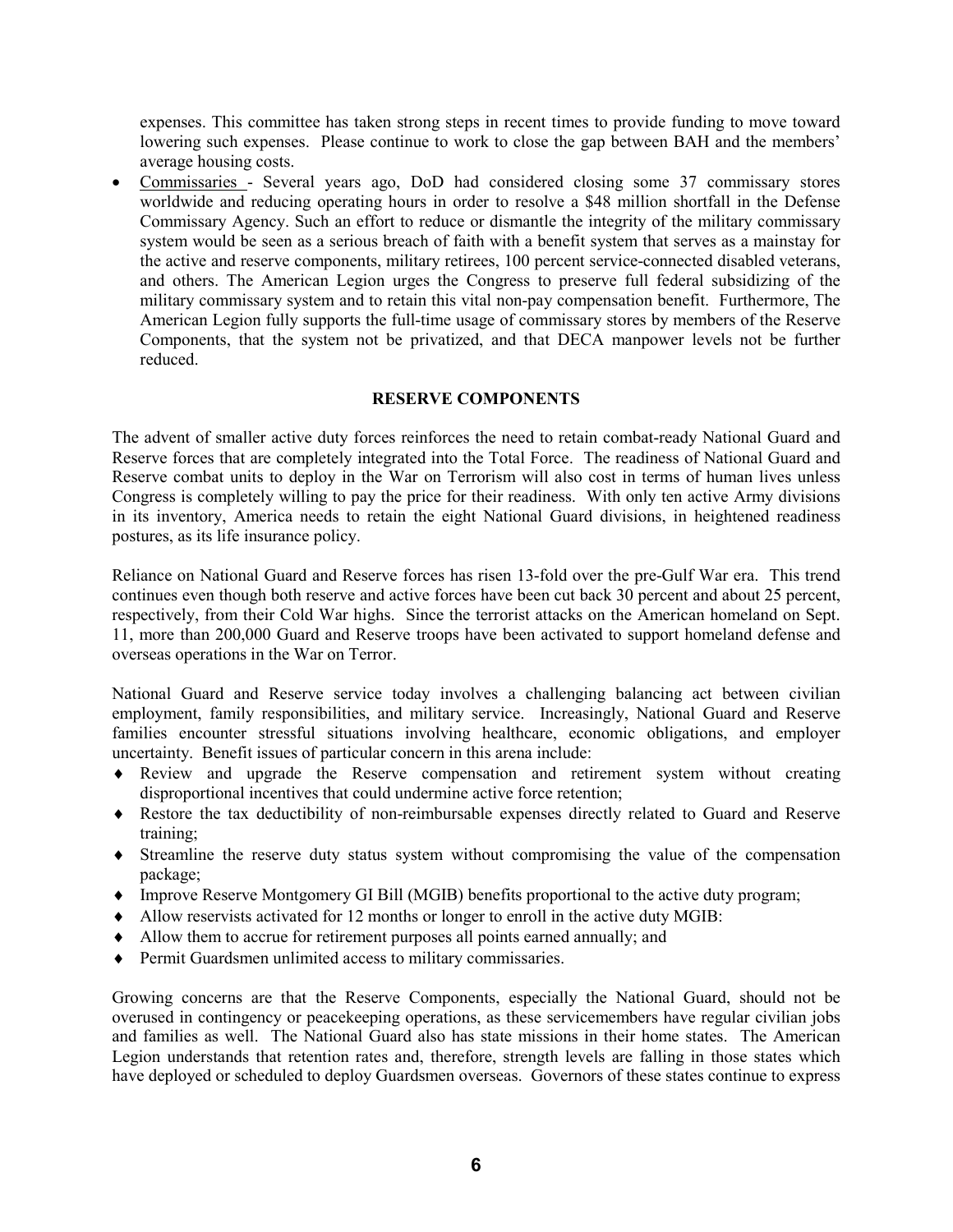expenses. This committee has taken strong steps in recent times to provide funding to move toward lowering such expenses. Please continue to work to close the gap between BAH and the members' average housing costs.

- Commissaries - Several years ago, DoD had considered closing some 37 commissary stores worldwide and reducing operating hours in order to resolve a $48 million shortfall in the Defense Commissary Agency. Such an effort to reduce or dismantle the integrity of the military commissary system would be seen as a serious breach of faith with a benefit system that serves as a mainstay for the active and reserve components, military retirees, 100 percent service-connected disabled veterans, and others. The American Legion urges the Congress to preserve full federal subsidizing of the military commissary system and to retain this vital non-pay compensation benefit. Furthermore, The American Legion fully supports the full-time usage of commissary stores by members of the Reserve Components, that the system not be privatized, and that DECA manpower levels not be further reduced.

## RESERVE COMPONENTS

The advent of smaller active duty forces reinforces the need to retain combat-ready National Guard and Reserve forces that are completely integrated into the Total Force. The readiness of National Guard and Reserve combat units to deploy in the War on Terrorism will also cost in terms of human lives unless Congress is completely willing to pay the price for their readiness. With only ten active Army divisions in its inventory, America needs to retain the eight National Guard divisions, in heightened readiness postures, as its life insurance policy.

Reliance on National Guard and Reserve forces has risen 13-fold over the pre-Gulf War era. This trend continues even though both reserve and active forces have been cut back 30 percent and about 25 percent, respectively, from their Cold War highs. Since the terrorist attacks on the American homeland on Sept. 11, more than 200,000 Guard and Reserve troops have been activated to support homeland defense and overseas operations in the War on Terror.

National Guard and Reserve service today involves a challenging balancing act between civilian employment, family responsibilities, and military service. Increasingly, National Guard and Reserve families encounter stressful situations involving healthcare, economic obligations, and employer uncertainty. Benefit issues of particular concern in this arena include:

- Review and upgrade the Reserve compensation and retirement system without creating disproportional incentives that could undermine active force retention;
- Restore the tax deductibility of non-reimbursable expenses directly related to Guard and Reserve training;
- Streamline the reserve duty status system without compromising the value of the compensation package;
- Improve Reserve Montgomery GI Bill (MGIB) benefits proportional to the active duty program;
- Allow reservists activated for 12 months or longer to enroll in the active duty MGIB:
- Allow them to accrue for retirement purposes all points earned annually; and
- Permit Guardsmen unlimited access to military commissaries.

Growing concerns are that the Reserve Components, especially the National Guard, should not be overused in contingency or peacekeeping operations, as these servicemembers have regular civilian jobs and families as well. The National Guard also has state missions in their home states. The American Legion understands that retention rates and, therefore, strength levels are falling in those states which have deployed or scheduled to deploy Guardsmen overseas. Governors of these states continue to express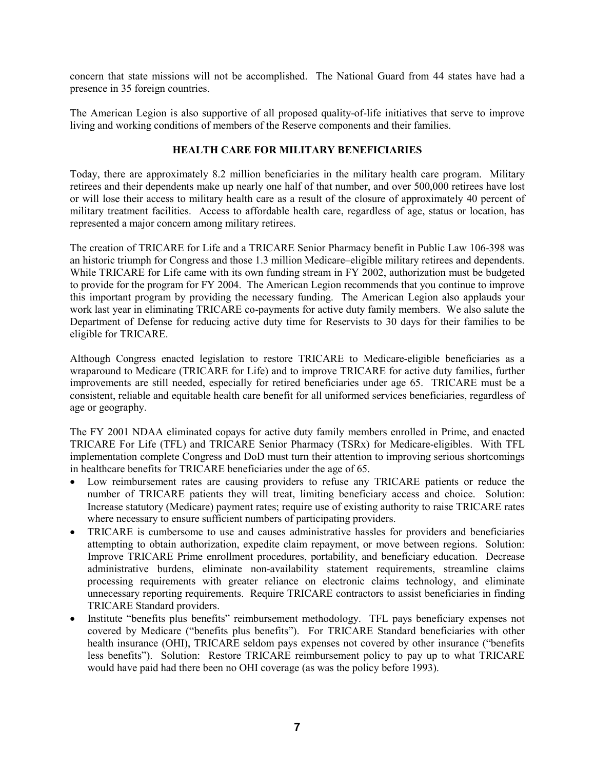concern that state missions will not be accomplished. The National Guard from 44 states have had a presence in 35 foreign countries.

The American Legion is also supportive of all proposed quality-of-life initiatives that serve to improve living and working conditions of members of the Reserve components and their families.

## HEALTH CARE FOR MILITARY BENEFICIARIES

Today, there are approximately 8.2 million beneficiaries in the military health care program. Military retirees and their dependents make up nearly one half of that number, and over 500,000 retirees have lost or will lose their access to military health care as a result of the closure of approximately 40 percent of military treatment facilities. Access to affordable health care, regardless of age, status or location, has represented a major concern among military retirees.

The creation of TRICARE for Life and a TRICARE Senior Pharmacy benefit in Public Law 106-398 was an historic triumph for Congress and those 1.3 million Medicare–eligible military retirees and dependents. While TRICARE for Life came with its own funding stream in FY 2002, authorization must be budgeted to provide for the program for FY 2004. The American Legion recommends that you continue to improve this important program by providing the necessary funding. The American Legion also applauds your work last year in eliminating TRICARE co-payments for active duty family members. We also salute the Department of Defense for reducing active duty time for Reservists to 30 days for their families to be eligible for TRICARE.

Although Congress enacted legislation to restore TRICARE to Medicare-eligible beneficiaries as a wraparound to Medicare (TRICARE for Life) and to improve TRICARE for active duty families, further improvements are still needed, especially for retired beneficiaries under age 65. TRICARE must be a consistent, reliable and equitable health care benefit for all uniformed services beneficiaries, regardless of age or geography.

The FY 2001 NDAA eliminated copays for active duty family members enrolled in Prime, and enacted TRICARE For Life (TFL) and TRICARE Senior Pharmacy (TSRx) for Medicare-eligibles. With TFL implementation complete Congress and DoD must turn their attention to improving serious shortcomings in healthcare benefits for TRICARE beneficiaries under the age of 65.

- Low reimbursement rates are causing providers to refuse any TRICARE patients or reduce the number of TRICARE patients they will treat, limiting beneficiary access and choice. Solution: Increase statutory (Medicare) payment rates; require use of existing authority to raise TRICARE rates where necessary to ensure sufficient numbers of participating providers.
- TRICARE is cumbersome to use and causes administrative hassles for providers and beneficiaries attempting to obtain authorization, expedite claim repayment, or move between regions. Solution: Improve TRICARE Prime enrollment procedures, portability, and beneficiary education. Decrease administrative burdens, eliminate non-availability statement requirements, streamline claims processing requirements with greater reliance on electronic claims technology, and eliminate unnecessary reporting requirements. Require TRICARE contractors to assist beneficiaries in finding TRICARE Standard providers.
- Institute "benefits plus benefits" reimbursement methodology. TFL pays beneficiary expenses not covered by Medicare ("benefits plus benefits"). For TRICARE Standard beneficiaries with other health insurance (OHI), TRICARE seldom pays expenses not covered by other insurance ("benefits less benefits"). Solution: Restore TRICARE reimbursement policy to pay up to what TRICARE would have paid had there been no OHI coverage (as was the policy before 1993).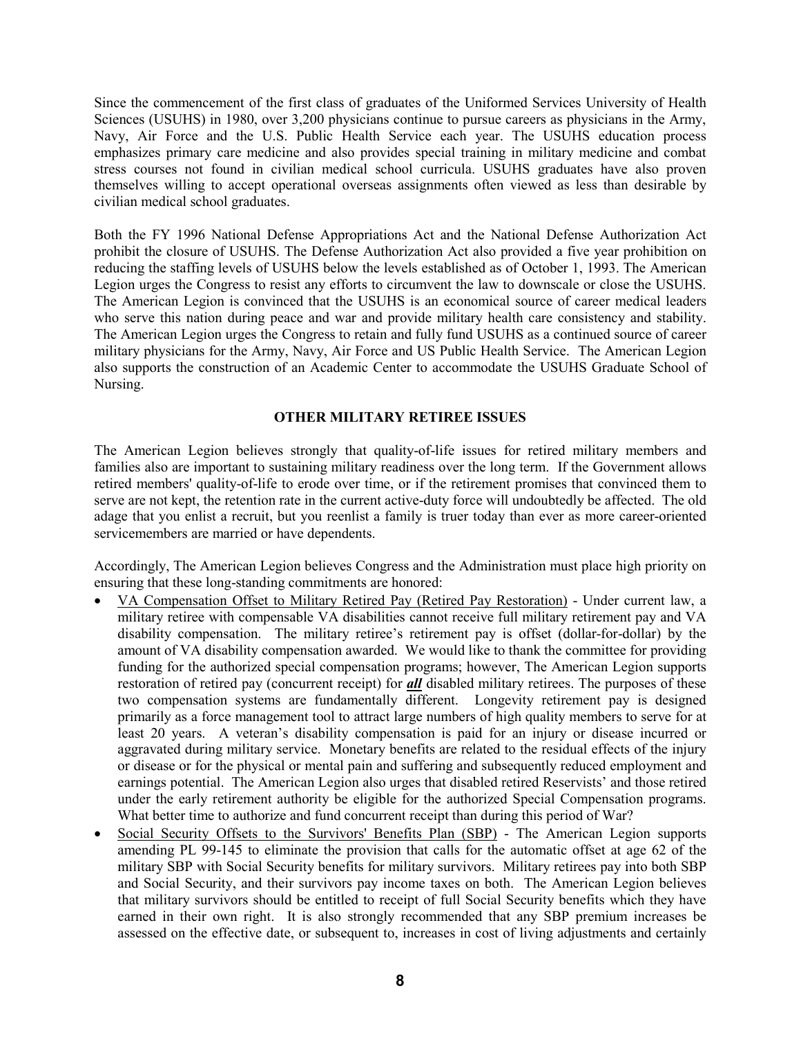Since the commencement of the first class of graduates of the Uniformed Services University of Health Sciences (USUHS) in 1980, over 3,200 physicians continue to pursue careers as physicians in the Army, Navy, Air Force and the U.S. Public Health Service each year. The USUHS education process emphasizes primary care medicine and also provides special training in military medicine and combat stress courses not found in civilian medical school curricula. USUHS graduates have also proven themselves willing to accept operational overseas assignments often viewed as less than desirable by civilian medical school graduates.

Both the FY 1996 National Defense Appropriations Act and the National Defense Authorization Act prohibit the closure of USUHS. The Defense Authorization Act also provided a five year prohibition on reducing the staffing levels of USUHS below the levels established as of October 1, 1993. The American Legion urges the Congress to resist any efforts to circumvent the law to downscale or close the USUHS. The American Legion is convinced that the USUHS is an economical source of career medical leaders who serve this nation during peace and war and provide military health care consistency and stability. The American Legion urges the Congress to retain and fully fund USUHS as a continued source of career military physicians for the Army, Navy, Air Force and US Public Health Service. The American Legion also supports the construction of an Academic Center to accommodate the USUHS Graduate School of Nursing.

## OTHER MILITARY RETIREE ISSUES

The American Legion believes strongly that quality-of-life issues for retired military members and families also are important to sustaining military readiness over the long term. If the Government allows retired members' quality-of-life to erode over time, or if the retirement promises that convinced them to serve are not kept, the retention rate in the current active-duty force will undoubtedly be affected. The old adage that you enlist a recruit, but you reenlist a family is truer today than ever as more career-oriented servicemembers are married or have dependents.

Accordingly, The American Legion believes Congress and the Administration must place high priority on ensuring that these long-standing commitments are honored:

- VA Compensation Offset to Military Retired Pay (Retired Pay Restoration) - Under current law, a military retiree with compensable VA disabilities cannot receive full military retirement pay and VA disability compensation. The military retiree's retirement pay is offset (dollar-for-dollar) by the amount of VA disability compensation awarded. We would like to thank the committee for providing funding for the authorized special compensation programs; however, The American Legion supports restoration of retired pay (concurrent receipt) for ***all*** disabled military retirees. The purposes of these two compensation systems are fundamentally different. Longevity retirement pay is designed primarily as a force management tool to attract large numbers of high quality members to serve for at least 20 years. A veteran's disability compensation is paid for an injury or disease incurred or aggravated during military service. Monetary benefits are related to the residual effects of the injury or disease or for the physical or mental pain and suffering and subsequently reduced employment and earnings potential. The American Legion also urges that disabled retired Reservists' and those retired under the early retirement authority be eligible for the authorized Special Compensation programs. What better time to authorize and fund concurrent receipt than during this period of War?
- Social Security Offsets to the Survivors' Benefits Plan (SBP) - The American Legion supports amending PL 99-145 to eliminate the provision that calls for the automatic offset at age 62 of the military SBP with Social Security benefits for military survivors. Military retirees pay into both SBP and Social Security, and their survivors pay income taxes on both. The American Legion believes that military survivors should be entitled to receipt of full Social Security benefits which they have earned in their own right. It is also strongly recommended that any SBP premium increases be assessed on the effective date, or subsequent to, increases in cost of living adjustments and certainly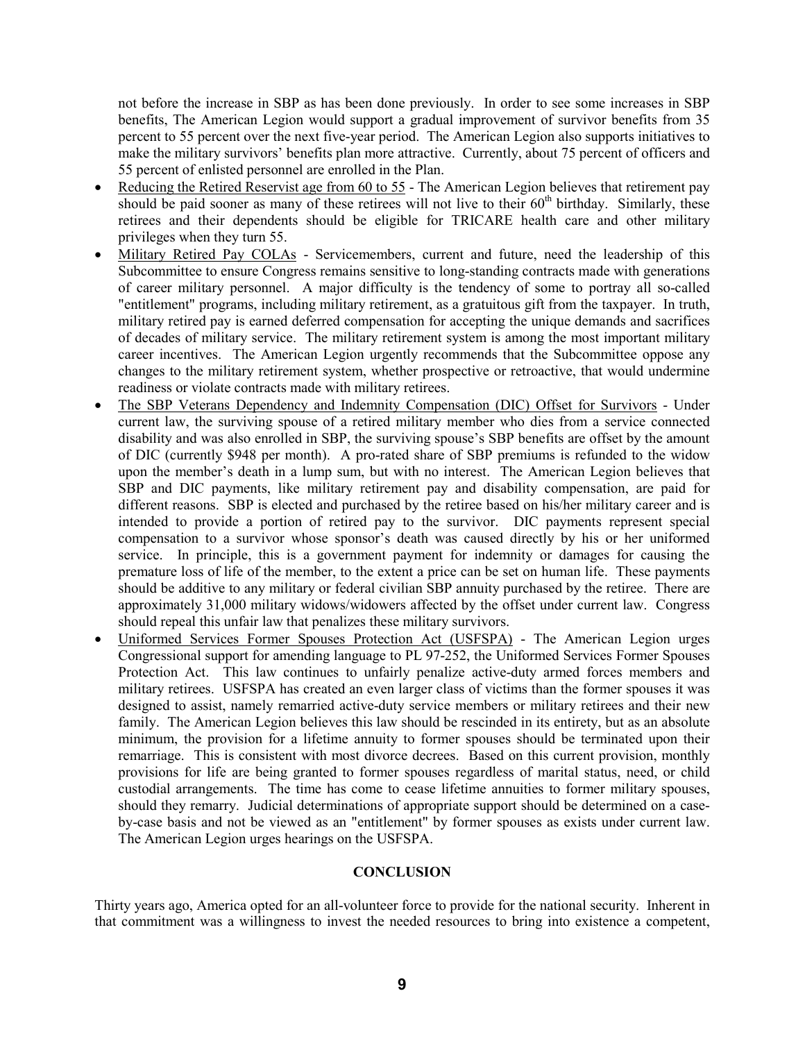not before the increase in SBP as has been done previously. In order to see some increases in SBP benefits, The American Legion would support a gradual improvement of survivor benefits from 35 percent to 55 percent over the next five-year period. The American Legion also supports initiatives to make the military survivors' benefits plan more attractive. Currently, about 75 percent of officers and 55 percent of enlisted personnel are enrolled in the Plan.

- Reducing the Retired Reservist age from 60 to 55 - The American Legion believes that retirement pay should be paid sooner as many of these retirees will not live to their 60th birthday. Similarly, these retirees and their dependents should be eligible for TRICARE health care and other military privileges when they turn 55.
- Military Retired Pay COLAs - Servicemembers, current and future, need the leadership of this Subcommittee to ensure Congress remains sensitive to long-standing contracts made with generations of career military personnel. A major difficulty is the tendency of some to portray all so-called "entitlement" programs, including military retirement, as a gratuitous gift from the taxpayer. In truth, military retired pay is earned deferred compensation for accepting the unique demands and sacrifices of decades of military service. The military retirement system is among the most important military career incentives. The American Legion urgently recommends that the Subcommittee oppose any changes to the military retirement system, whether prospective or retroactive, that would undermine readiness or violate contracts made with military retirees.
- The SBP Veterans Dependency and Indemnity Compensation (DIC) Offset for Survivors - Under current law, the surviving spouse of a retired military member who dies from a service connected disability and was also enrolled in SBP, the surviving spouse's SBP benefits are offset by the amount of DIC (currently $948 per month). A pro-rated share of SBP premiums is refunded to the widow upon the member's death in a lump sum, but with no interest. The American Legion believes that SBP and DIC payments, like military retirement pay and disability compensation, are paid for different reasons. SBP is elected and purchased by the retiree based on his/her military career and is intended to provide a portion of retired pay to the survivor. DIC payments represent special compensation to a survivor whose sponsor's death was caused directly by his or her uniformed service. In principle, this is a government payment for indemnity or damages for causing the premature loss of life of the member, to the extent a price can be set on human life. These payments should be additive to any military or federal civilian SBP annuity purchased by the retiree. There are approximately 31,000 military widows/widowers affected by the offset under current law. Congress should repeal this unfair law that penalizes these military survivors.
- Uniformed Services Former Spouses Protection Act (USFSPA) - The American Legion urges Congressional support for amending language to PL 97-252, the Uniformed Services Former Spouses Protection Act. This law continues to unfairly penalize active-duty armed forces members and military retirees. USFSPA has created an even larger class of victims than the former spouses it was designed to assist, namely remarried active-duty service members or military retirees and their new family. The American Legion believes this law should be rescinded in its entirety, but as an absolute minimum, the provision for a lifetime annuity to former spouses should be terminated upon their remarriage. This is consistent with most divorce decrees. Based on this current provision, monthly provisions for life are being granted to former spouses regardless of marital status, need, or child custodial arrangements. The time has come to cease lifetime annuities to former military spouses, should they remarry. Judicial determinations of appropriate support should be determined on a case-by-case basis and not be viewed as an "entitlement" by former spouses as exists under current law. The American Legion urges hearings on the USFSPA.

## CONCLUSION

Thirty years ago, America opted for an all-volunteer force to provide for the national security. Inherent in that commitment was a willingness to invest the needed resources to bring into existence a competent,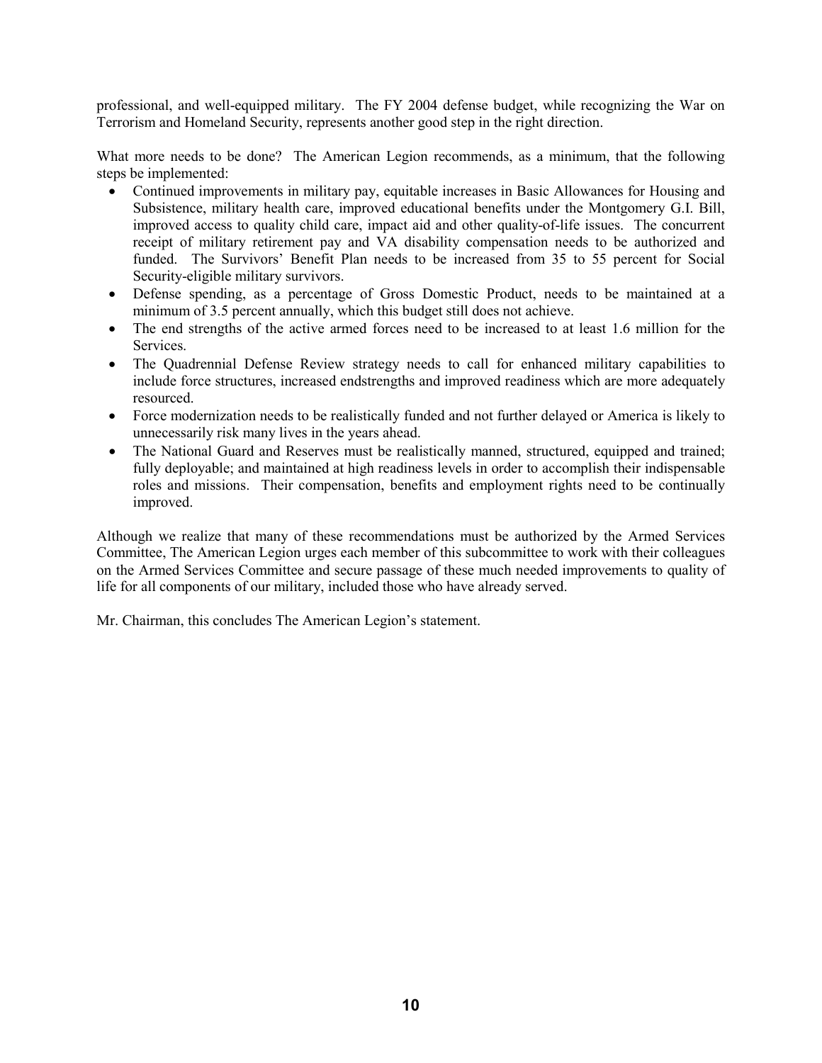professional, and well-equipped military. The FY 2004 defense budget, while recognizing the War on Terrorism and Homeland Security, represents another good step in the right direction.

What more needs to be done? The American Legion recommends, as a minimum, that the following steps be implemented:

- Continued improvements in military pay, equitable increases in Basic Allowances for Housing and Subsistence, military health care, improved educational benefits under the Montgomery G.I. Bill, improved access to quality child care, impact aid and other quality-of-life issues. The concurrent receipt of military retirement pay and VA disability compensation needs to be authorized and funded. The Survivors' Benefit Plan needs to be increased from 35 to 55 percent for Social Security-eligible military survivors.
- Defense spending, as a percentage of Gross Domestic Product, needs to be maintained at a minimum of 3.5 percent annually, which this budget still does not achieve.
- The end strengths of the active armed forces need to be increased to at least 1.6 million for the Services.
- The Quadrennial Defense Review strategy needs to call for enhanced military capabilities to include force structures, increased endstrengths and improved readiness which are more adequately resourced.
- Force modernization needs to be realistically funded and not further delayed or America is likely to unnecessarily risk many lives in the years ahead.
- The National Guard and Reserves must be realistically manned, structured, equipped and trained; fully deployable; and maintained at high readiness levels in order to accomplish their indispensable roles and missions. Their compensation, benefits and employment rights need to be continually improved.

Although we realize that many of these recommendations must be authorized by the Armed Services Committee, The American Legion urges each member of this subcommittee to work with their colleagues on the Armed Services Committee and secure passage of these much needed improvements to quality of life for all components of our military, included those who have already served.

Mr. Chairman, this concludes The American Legion's statement.